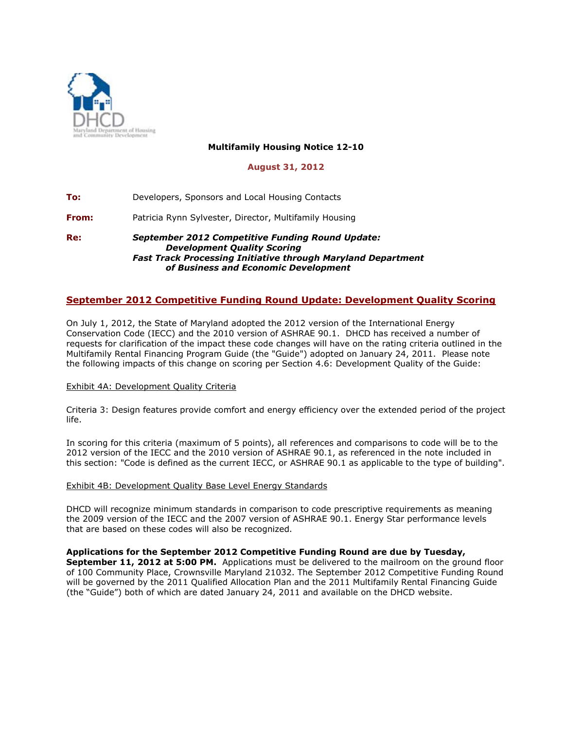**Multifamily Housing Notice 12-10**

**August 31, 2012**

**To:** Developers, Sponsors and Local Housing Contacts

**From:** Patricia Rynn Sylvester, Director, Multifamily Housing

**Re:** ***September 2012 Competitive Funding Round Update: Development Quality Scoring***
***Fast Track Processing Initiative through Maryland Department of Business and Economic Development***

## September 2012 Competitive Funding Round Update: Development Quality Scoring

On July 1, 2012, the State of Maryland adopted the 2012 version of the International Energy Conservation Code (IECC) and the 2010 version of ASHRAE 90.1. DHCD has received a number of requests for clarification of the impact these code changes will have on the rating criteria outlined in the Multifamily Rental Financing Program Guide (the "Guide") adopted on January 24, 2011. Please note the following impacts of this change on scoring per Section 4.6: Development Quality of the Guide:

Exhibit 4A: Development Quality Criteria

Criteria 3: Design features provide comfort and energy efficiency over the extended period of the project life.

In scoring for this criteria (maximum of 5 points), all references and comparisons to code will be to the 2012 version of the IECC and the 2010 version of ASHRAE 90.1, as referenced in the note included in this section: "Code is defined as the current IECC, or ASHRAE 90.1 as applicable to the type of building".

Exhibit 4B: Development Quality Base Level Energy Standards

DHCD will recognize minimum standards in comparison to code prescriptive requirements as meaning the 2009 version of the IECC and the 2007 version of ASHRAE 90.1. Energy Star performance levels that are based on these codes will also be recognized.

**Applications for the September 2012 Competitive Funding Round are due by Tuesday, September 11, 2012 at 5:00 PM.** Applications must be delivered to the mailroom on the ground floor of 100 Community Place, Crownsville Maryland 21032. The September 2012 Competitive Funding Round will be governed by the 2011 Qualified Allocation Plan and the 2011 Multifamily Rental Financing Guide (the "Guide") both of which are dated January 24, 2011 and available on the DHCD website.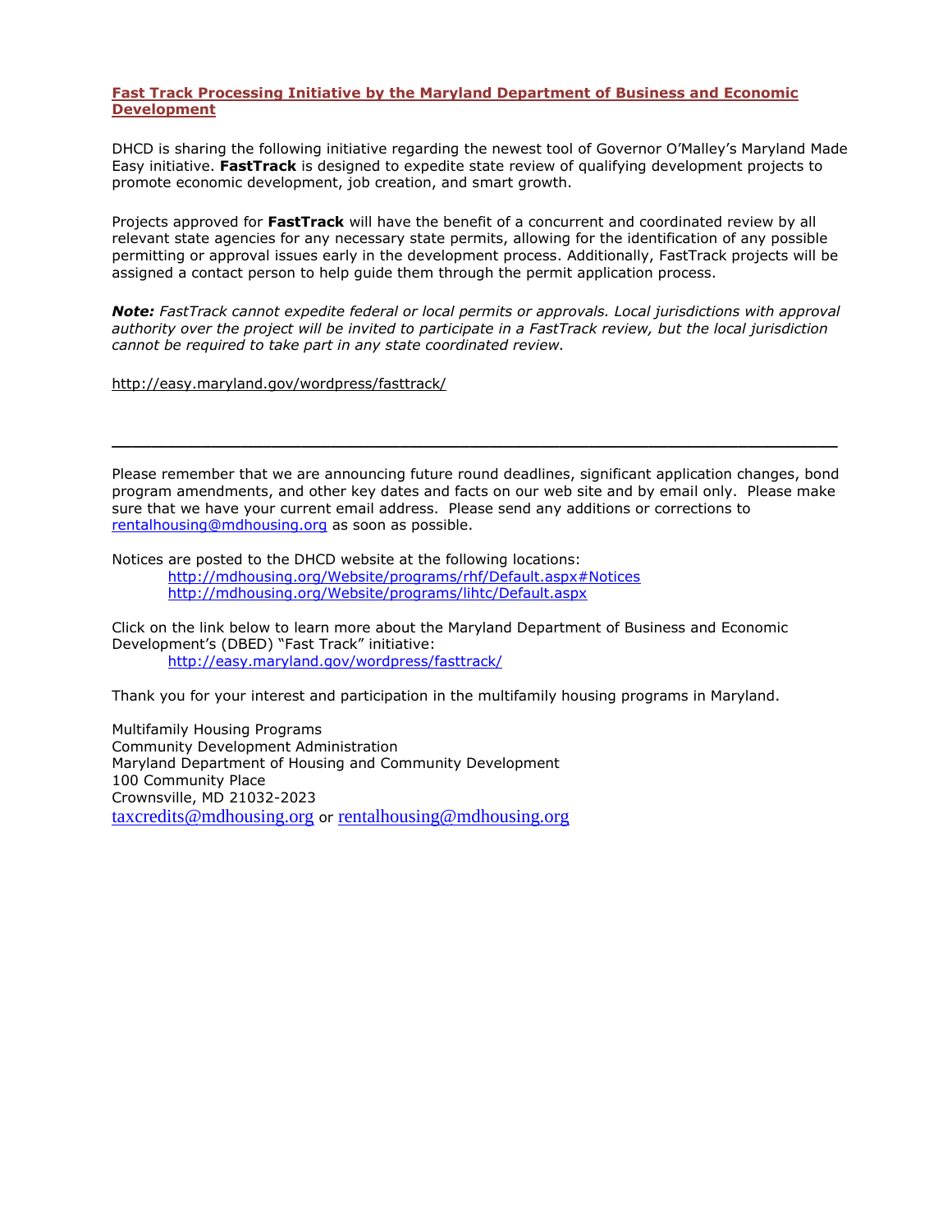## Fast Track Processing Initiative by the Maryland Department of Business and Economic Development

DHCD is sharing the following initiative regarding the newest tool of Governor O'Malley's Maryland Made Easy initiative. **FastTrack** is designed to expedite state review of qualifying development projects to promote economic development, job creation, and smart growth.

Projects approved for **FastTrack** will have the benefit of a concurrent and coordinated review by all relevant state agencies for any necessary state permits, allowing for the identification of any possible permitting or approval issues early in the development process. Additionally, FastTrack projects will be assigned a contact person to help guide them through the permit application process.

***Note:*** *FastTrack cannot expedite federal or local permits or approvals. Local jurisdictions with approval authority over the project will be invited to participate in a FastTrack review, but the local jurisdiction cannot be required to take part in any state coordinated review.*

http://easy.maryland.gov/wordpress/fasttrack/

---

Please remember that we are announcing future round deadlines, significant application changes, bond program amendments, and other key dates and facts on our web site and by email only. Please make sure that we have your current email address. Please send any additions or corrections to rentalhousing@mdhousing.org as soon as possible.

Notices are posted to the DHCD website at the following locations:

http://mdhousing.org/Website/programs/rhf/Default.aspx#Notices
http://mdhousing.org/Website/programs/lihtc/Default.aspx

Click on the link below to learn more about the Maryland Department of Business and Economic Development's (DBED) "Fast Track" initiative:

http://easy.maryland.gov/wordpress/fasttrack/

Thank you for your interest and participation in the multifamily housing programs in Maryland.

Multifamily Housing Programs
Community Development Administration
Maryland Department of Housing and Community Development
100 Community Place
Crownsville, MD 21032-2023
taxcredits@mdhousing.org or rentalhousing@mdhousing.org